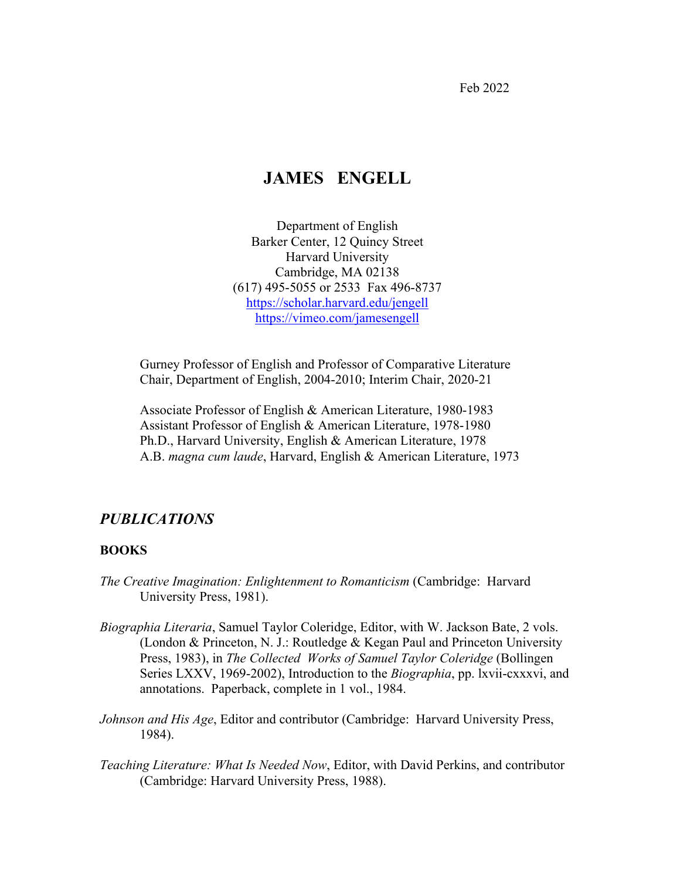Feb 2022

# JAMES ENGELL

Department of English
Barker Center, 12 Quincy Street
Harvard University
Cambridge, MA 02138
(617) 495-5055 or 2533 Fax 496-8737
https://scholar.harvard.edu/jengell
https://vimeo.com/jamesengell

Gurney Professor of English and Professor of Comparative Literature
Chair, Department of English, 2004-2010; Interim Chair, 2020-21

Associate Professor of English & American Literature, 1980-1983
Assistant Professor of English & American Literature, 1978-1980
Ph.D., Harvard University, English & American Literature, 1978
A.B. *magna cum laude*, Harvard, English & American Literature, 1973

## *PUBLICATIONS*

### BOOKS

*The Creative Imagination: Enlightenment to Romanticism* (Cambridge: Harvard University Press, 1981).

*Biographia Literaria*, Samuel Taylor Coleridge, Editor, with W. Jackson Bate, 2 vols. (London & Princeton, N. J.: Routledge & Kegan Paul and Princeton University Press, 1983), in *The Collected Works of Samuel Taylor Coleridge* (Bollingen Series LXXV, 1969-2002), Introduction to the *Biographia*, pp. lxvii-cxxxvi, and annotations. Paperback, complete in 1 vol., 1984.

*Johnson and His Age*, Editor and contributor (Cambridge: Harvard University Press, 1984).

*Teaching Literature: What Is Needed Now*, Editor, with David Perkins, and contributor (Cambridge: Harvard University Press, 1988).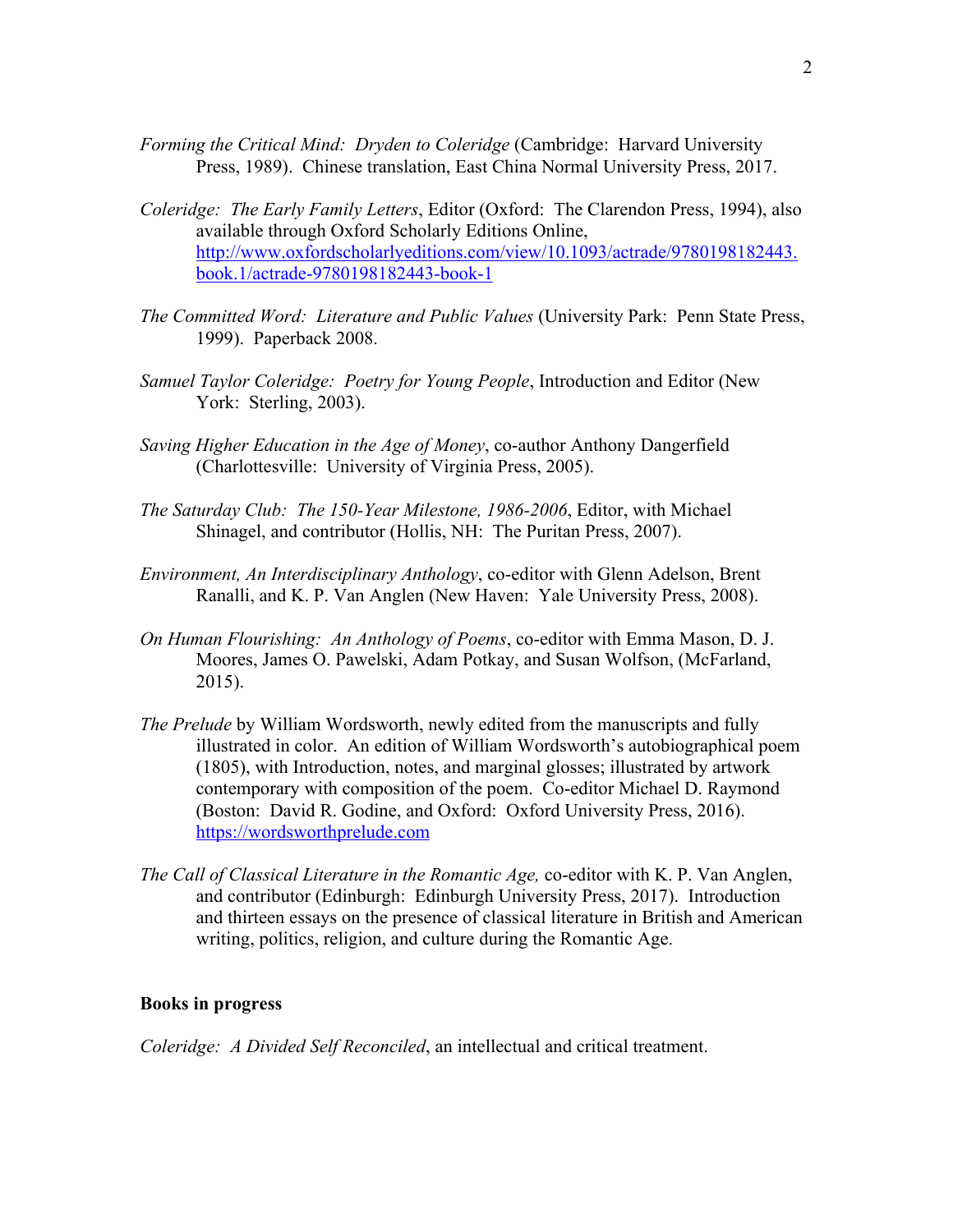*Forming the Critical Mind: Dryden to Coleridge* (Cambridge: Harvard University Press, 1989). Chinese translation, East China Normal University Press, 2017.

*Coleridge: The Early Family Letters*, Editor (Oxford: The Clarendon Press, 1994), also available through Oxford Scholarly Editions Online, [http://www.oxfordscholarlyeditions.com/view/10.1093/actrade/9780198182443.book.1/actrade-9780198182443-book-1](http://www.oxfordscholarlyeditions.com/view/10.1093/actrade/9780198182443.book.1/actrade-9780198182443-book-1)

*The Committed Word: Literature and Public Values* (University Park: Penn State Press, 1999). Paperback 2008.

*Samuel Taylor Coleridge: Poetry for Young People*, Introduction and Editor (New York: Sterling, 2003).

*Saving Higher Education in the Age of Money*, co-author Anthony Dangerfield (Charlottesville: University of Virginia Press, 2005).

*The Saturday Club: The 150-Year Milestone, 1986-2006*, Editor, with Michael Shinagel, and contributor (Hollis, NH: The Puritan Press, 2007).

*Environment, An Interdisciplinary Anthology*, co-editor with Glenn Adelson, Brent Ranalli, and K. P. Van Anglen (New Haven: Yale University Press, 2008).

*On Human Flourishing: An Anthology of Poems*, co-editor with Emma Mason, D. J. Moores, James O. Pawelski, Adam Potkay, and Susan Wolfson, (McFarland, 2015).

*The Prelude* by William Wordsworth, newly edited from the manuscripts and fully illustrated in color. An edition of William Wordsworth's autobiographical poem (1805), with Introduction, notes, and marginal glosses; illustrated by artwork contemporary with composition of the poem. Co-editor Michael D. Raymond (Boston: David R. Godine, and Oxford: Oxford University Press, 2016). [https://wordsworthprelude.com](https://wordsworthprelude.com)

*The Call of Classical Literature in the Romantic Age,* co-editor with K. P. Van Anglen, and contributor (Edinburgh: Edinburgh University Press, 2017). Introduction and thirteen essays on the presence of classical literature in British and American writing, politics, religion, and culture during the Romantic Age.

**Books in progress**

*Coleridge: A Divided Self Reconciled*, an intellectual and critical treatment.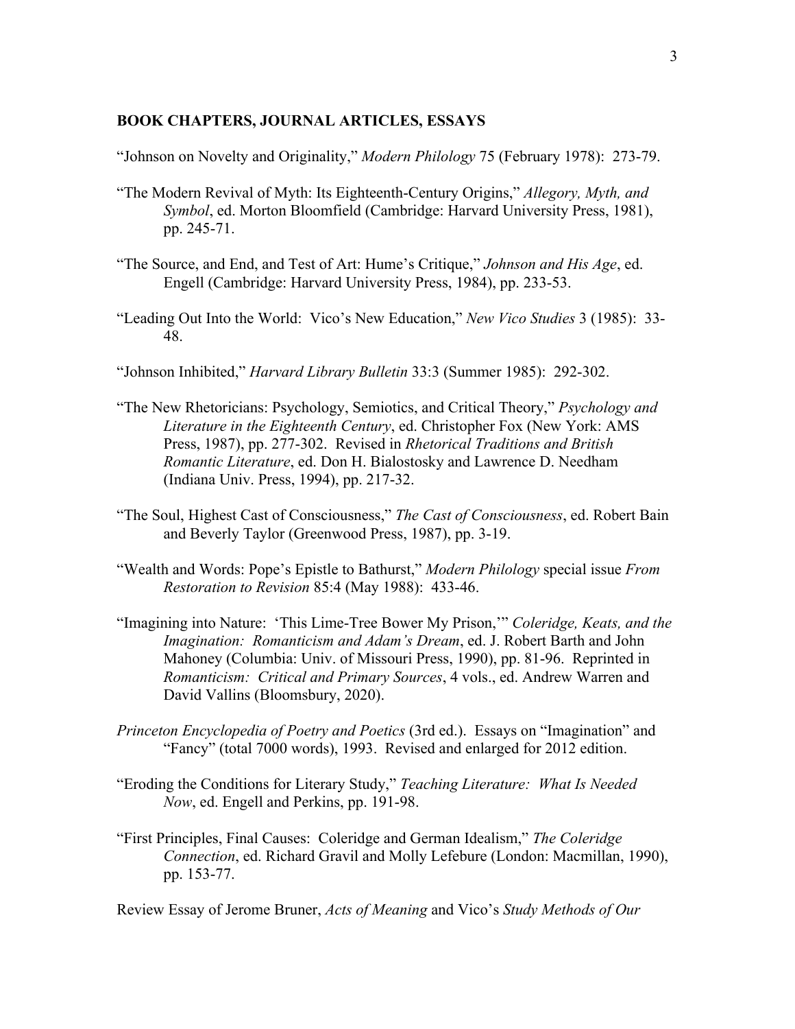## BOOK CHAPTERS, JOURNAL ARTICLES, ESSAYS

"Johnson on Novelty and Originality," *Modern Philology* 75 (February 1978): 273-79.

"The Modern Revival of Myth: Its Eighteenth-Century Origins," *Allegory, Myth, and Symbol*, ed. Morton Bloomfield (Cambridge: Harvard University Press, 1981), pp. 245-71.

"The Source, and End, and Test of Art: Hume's Critique," *Johnson and His Age*, ed. Engell (Cambridge: Harvard University Press, 1984), pp. 233-53.

"Leading Out Into the World: Vico's New Education," *New Vico Studies* 3 (1985): 33-48.

"Johnson Inhibited," *Harvard Library Bulletin* 33:3 (Summer 1985): 292-302.

"The New Rhetoricians: Psychology, Semiotics, and Critical Theory," *Psychology and Literature in the Eighteenth Century*, ed. Christopher Fox (New York: AMS Press, 1987), pp. 277-302. Revised in *Rhetorical Traditions and British Romantic Literature*, ed. Don H. Bialostosky and Lawrence D. Needham (Indiana Univ. Press, 1994), pp. 217-32.

"The Soul, Highest Cast of Consciousness," *The Cast of Consciousness*, ed. Robert Bain and Beverly Taylor (Greenwood Press, 1987), pp. 3-19.

"Wealth and Words: Pope's Epistle to Bathurst," *Modern Philology* special issue *From Restoration to Revision* 85:4 (May 1988): 433-46.

"Imagining into Nature: 'This Lime-Tree Bower My Prison,'" *Coleridge, Keats, and the Imagination: Romanticism and Adam's Dream*, ed. J. Robert Barth and John Mahoney (Columbia: Univ. of Missouri Press, 1990), pp. 81-96. Reprinted in *Romanticism: Critical and Primary Sources*, 4 vols., ed. Andrew Warren and David Vallins (Bloomsbury, 2020).

*Princeton Encyclopedia of Poetry and Poetics* (3rd ed.). Essays on "Imagination" and "Fancy" (total 7000 words), 1993. Revised and enlarged for 2012 edition.

"Eroding the Conditions for Literary Study," *Teaching Literature: What Is Needed Now*, ed. Engell and Perkins, pp. 191-98.

"First Principles, Final Causes: Coleridge and German Idealism," *The Coleridge Connection*, ed. Richard Gravil and Molly Lefebure (London: Macmillan, 1990), pp. 153-77.

Review Essay of Jerome Bruner, *Acts of Meaning* and Vico's *Study Methods of Our*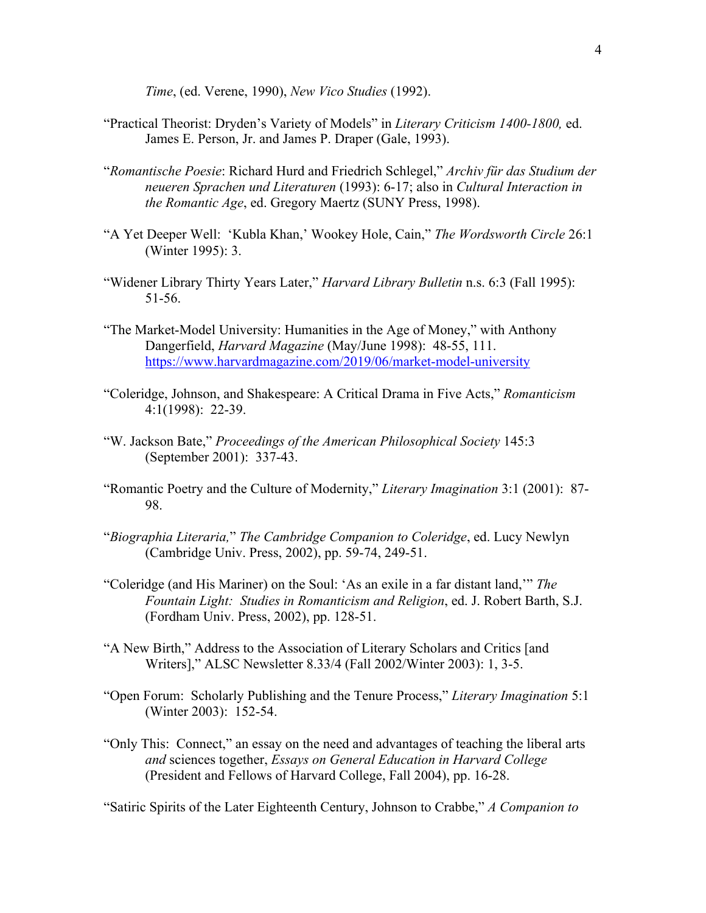*Time*, (ed. Verene, 1990), *New Vico Studies* (1992).

"Practical Theorist: Dryden's Variety of Models" in *Literary Criticism 1400-1800,* ed. James E. Person, Jr. and James P. Draper (Gale, 1993).

"*Romantische Poesie*: Richard Hurd and Friedrich Schlegel," *Archiv für das Studium der neueren Sprachen und Literaturen* (1993): 6-17; also in *Cultural Interaction in the Romantic Age*, ed. Gregory Maertz (SUNY Press, 1998).

"A Yet Deeper Well: 'Kubla Khan,' Wookey Hole, Cain," *The Wordsworth Circle* 26:1 (Winter 1995): 3.

"Widener Library Thirty Years Later," *Harvard Library Bulletin* n.s. 6:3 (Fall 1995): 51-56.

"The Market-Model University: Humanities in the Age of Money," with Anthony Dangerfield, *Harvard Magazine* (May/June 1998): 48-55, 111. https://www.harvardmagazine.com/2019/06/market-model-university

"Coleridge, Johnson, and Shakespeare: A Critical Drama in Five Acts," *Romanticism* 4:1(1998): 22-39.

"W. Jackson Bate," *Proceedings of the American Philosophical Society* 145:3 (September 2001): 337-43.

"Romantic Poetry and the Culture of Modernity," *Literary Imagination* 3:1 (2001): 87-98.

"*Biographia Literaria,*" *The Cambridge Companion to Coleridge*, ed. Lucy Newlyn (Cambridge Univ. Press, 2002), pp. 59-74, 249-51.

"Coleridge (and His Mariner) on the Soul: 'As an exile in a far distant land,'" *The Fountain Light: Studies in Romanticism and Religion*, ed. J. Robert Barth, S.J. (Fordham Univ. Press, 2002), pp. 128-51.

"A New Birth," Address to the Association of Literary Scholars and Critics [and Writers]," ALSC Newsletter 8.33/4 (Fall 2002/Winter 2003): 1, 3-5.

"Open Forum: Scholarly Publishing and the Tenure Process," *Literary Imagination* 5:1 (Winter 2003): 152-54.

"Only This: Connect," an essay on the need and advantages of teaching the liberal arts *and* sciences together, *Essays on General Education in Harvard College* (President and Fellows of Harvard College, Fall 2004), pp. 16-28.

"Satiric Spirits of the Later Eighteenth Century, Johnson to Crabbe," *A Companion to*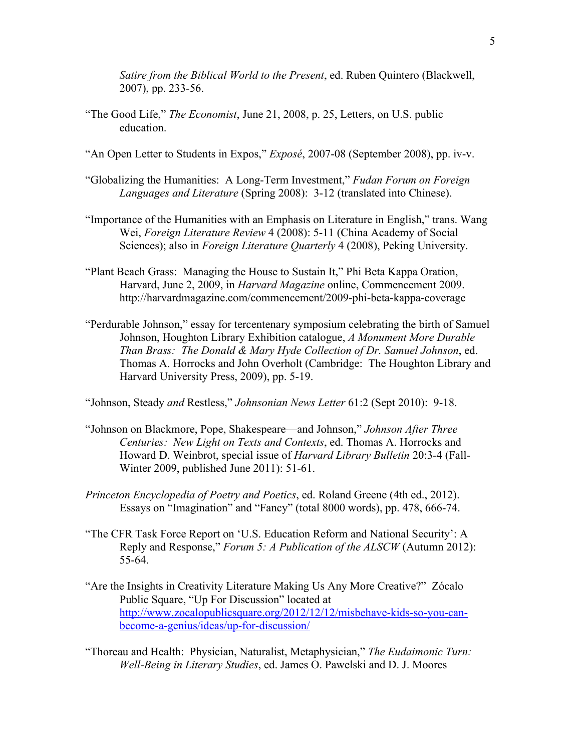*Satire from the Biblical World to the Present*, ed. Ruben Quintero (Blackwell, 2007), pp. 233-56.

"The Good Life," *The Economist*, June 21, 2008, p. 25, Letters, on U.S. public education.

"An Open Letter to Students in Expos," *Exposé*, 2007-08 (September 2008), pp. iv-v.

"Globalizing the Humanities: A Long-Term Investment," *Fudan Forum on Foreign Languages and Literature* (Spring 2008): 3-12 (translated into Chinese).

"Importance of the Humanities with an Emphasis on Literature in English," trans. Wang Wei, *Foreign Literature Review* 4 (2008): 5-11 (China Academy of Social Sciences); also in *Foreign Literature Quarterly* 4 (2008), Peking University.

"Plant Beach Grass: Managing the House to Sustain It," Phi Beta Kappa Oration, Harvard, June 2, 2009, in *Harvard Magazine* online, Commencement 2009. http://harvardmagazine.com/commencement/2009-phi-beta-kappa-coverage

"Perdurable Johnson," essay for tercentenary symposium celebrating the birth of Samuel Johnson, Houghton Library Exhibition catalogue, *A Monument More Durable Than Brass: The Donald & Mary Hyde Collection of Dr. Samuel Johnson*, ed. Thomas A. Horrocks and John Overholt (Cambridge: The Houghton Library and Harvard University Press, 2009), pp. 5-19.

"Johnson, Steady *and* Restless," *Johnsonian News Letter* 61:2 (Sept 2010): 9-18.

"Johnson on Blackmore, Pope, Shakespeare—and Johnson," *Johnson After Three Centuries: New Light on Texts and Contexts*, ed. Thomas A. Horrocks and Howard D. Weinbrot, special issue of *Harvard Library Bulletin* 20:3-4 (Fall-Winter 2009, published June 2011): 51-61.

*Princeton Encyclopedia of Poetry and Poetics*, ed. Roland Greene (4th ed., 2012). Essays on "Imagination" and "Fancy" (total 8000 words), pp. 478, 666-74.

"The CFR Task Force Report on 'U.S. Education Reform and National Security': A Reply and Response," *Forum 5: A Publication of the ALSCW* (Autumn 2012): 55-64.

"Are the Insights in Creativity Literature Making Us Any More Creative?" Zócalo Public Square, "Up For Discussion" located at http://www.zocalopublicsquare.org/2012/12/12/misbehave-kids-so-you-can-become-a-genius/ideas/up-for-discussion/

"Thoreau and Health: Physician, Naturalist, Metaphysician," *The Eudaimonic Turn: Well-Being in Literary Studies*, ed. James O. Pawelski and D. J. Moores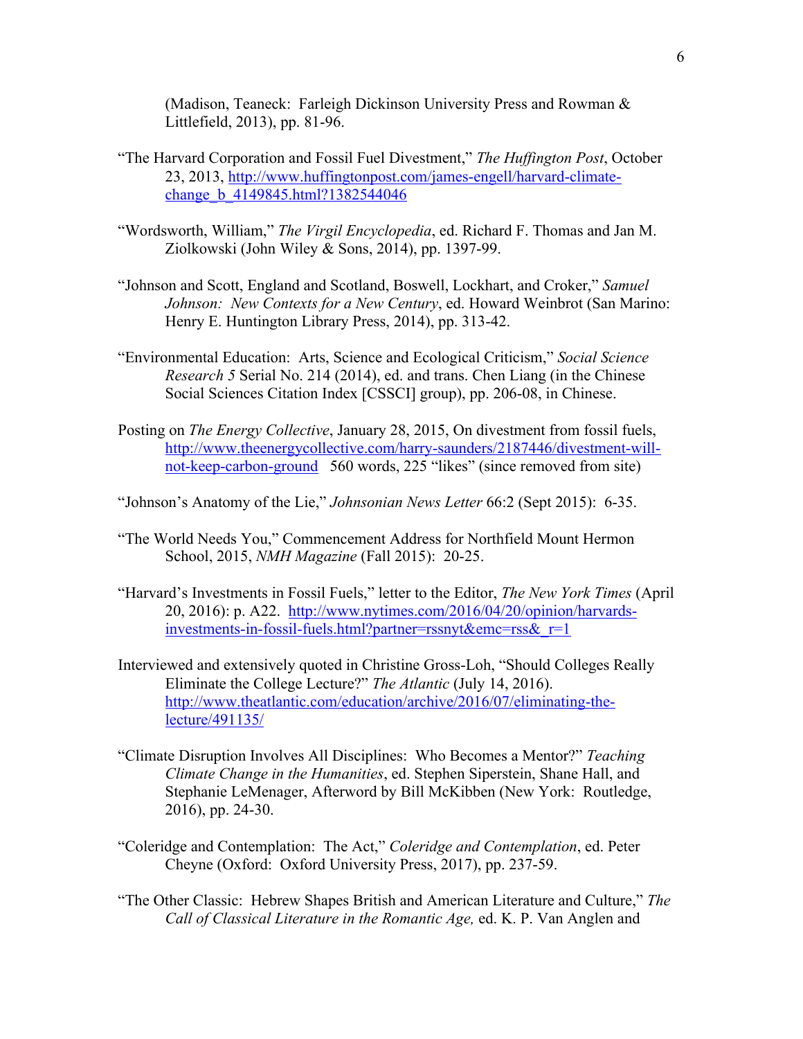(Madison, Teaneck:  Farleigh Dickinson University Press and Rowman & Littlefield, 2013), pp. 81-96.

"The Harvard Corporation and Fossil Fuel Divestment," *The Huffington Post*, October 23, 2013, http://www.huffingtonpost.com/james-engell/harvard-climate-change_b_4149845.html?1382544046

"Wordsworth, William," *The Virgil Encyclopedia*, ed. Richard F. Thomas and Jan M. Ziolkowski (John Wiley & Sons, 2014), pp. 1397-99.

"Johnson and Scott, England and Scotland, Boswell, Lockhart, and Croker," *Samuel Johnson:  New Contexts for a New Century*, ed. Howard Weinbrot (San Marino: Henry E. Huntington Library Press, 2014), pp. 313-42.

"Environmental Education:  Arts, Science and Ecological Criticism," *Social Science Research 5* Serial No. 214 (2014), ed. and trans. Chen Liang (in the Chinese Social Sciences Citation Index [CSSCI] group), pp. 206-08, in Chinese.

Posting on *The Energy Collective*, January 28, 2015, On divestment from fossil fuels, http://www.theenergycollective.com/harry-saunders/2187446/divestment-will-not-keep-carbon-ground   560 words, 225 "likes" (since removed from site)

"Johnson's Anatomy of the Lie," *Johnsonian News Letter* 66:2 (Sept 2015):  6-35.

"The World Needs You," Commencement Address for Northfield Mount Hermon School, 2015, *NMH Magazine* (Fall 2015):  20-25.

"Harvard's Investments in Fossil Fuels," letter to the Editor, *The New York Times* (April 20, 2016): p. A22.  http://www.nytimes.com/2016/04/20/opinion/harvards-investments-in-fossil-fuels.html?partner=rssnyt&emc=rss&_r=1

Interviewed and extensively quoted in Christine Gross-Loh, "Should Colleges Really Eliminate the College Lecture?" *The Atlantic* (July 14, 2016). http://www.theatlantic.com/education/archive/2016/07/eliminating-the-lecture/491135/

"Climate Disruption Involves All Disciplines:  Who Becomes a Mentor?" *Teaching Climate Change in the Humanities*, ed. Stephen Siperstein, Shane Hall, and Stephanie LeMenager, Afterword by Bill McKibben (New York:  Routledge, 2016), pp. 24-30.

"Coleridge and Contemplation:  The Act," *Coleridge and Contemplation*, ed. Peter Cheyne (Oxford:  Oxford University Press, 2017), pp. 237-59.

"The Other Classic:  Hebrew Shapes British and American Literature and Culture," *The Call of Classical Literature in the Romantic Age,* ed. K. P. Van Anglen and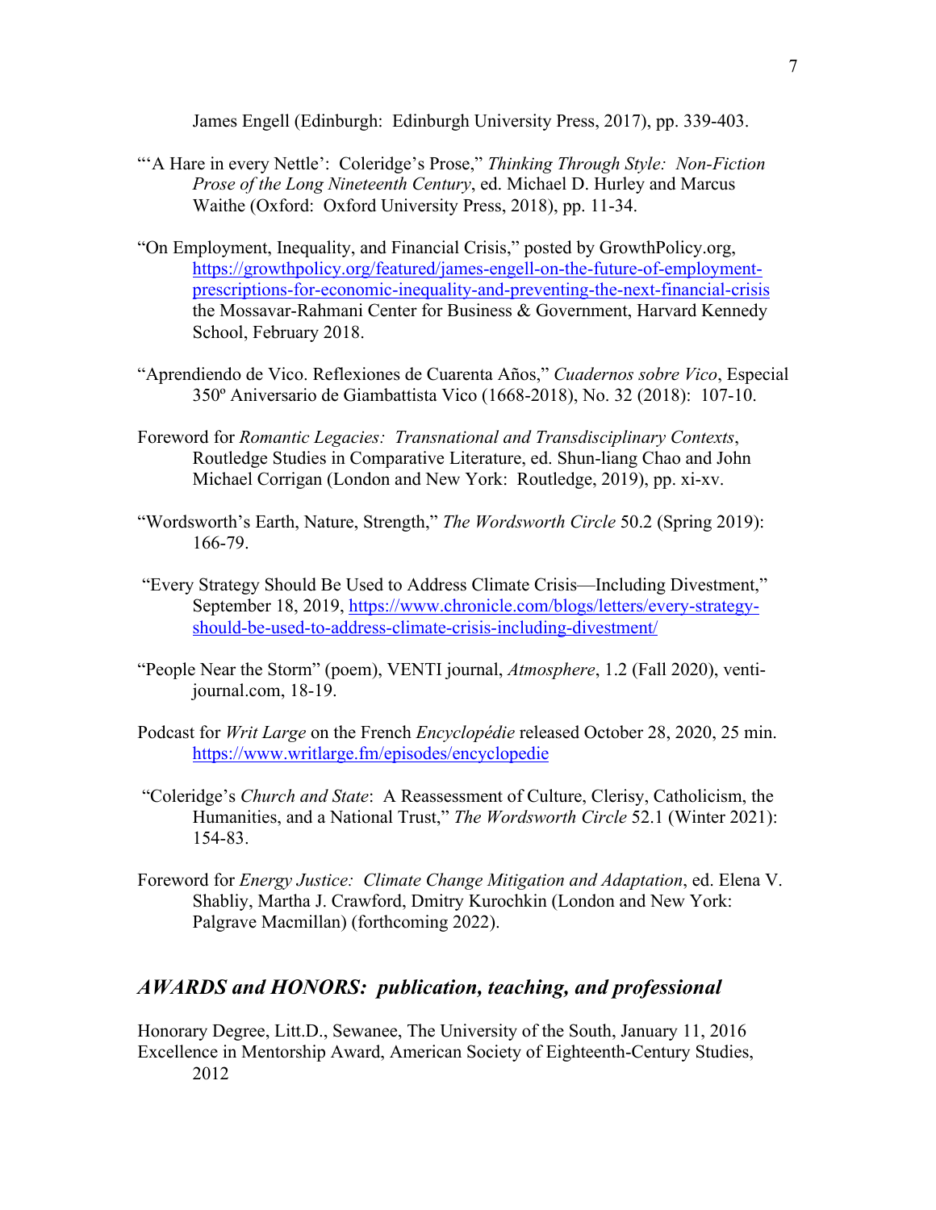James Engell (Edinburgh: Edinburgh University Press, 2017), pp. 339-403.

"'A Hare in every Nettle': Coleridge's Prose," *Thinking Through Style: Non-Fiction Prose of the Long Nineteenth Century*, ed. Michael D. Hurley and Marcus Waithe (Oxford: Oxford University Press, 2018), pp. 11-34.

"On Employment, Inequality, and Financial Crisis," posted by GrowthPolicy.org, https://growthpolicy.org/featured/james-engell-on-the-future-of-employment-prescriptions-for-economic-inequality-and-preventing-the-next-financial-crisis the Mossavar-Rahmani Center for Business & Government, Harvard Kennedy School, February 2018.

"Aprendiendo de Vico. Reflexiones de Cuarenta Años," *Cuadernos sobre Vico*, Especial 350º Aniversario de Giambattista Vico (1668-2018), No. 32 (2018): 107-10.

Foreword for *Romantic Legacies: Transnational and Transdisciplinary Contexts*, Routledge Studies in Comparative Literature, ed. Shun-liang Chao and John Michael Corrigan (London and New York: Routledge, 2019), pp. xi-xv.

"Wordsworth's Earth, Nature, Strength," *The Wordsworth Circle* 50.2 (Spring 2019): 166-79.

"Every Strategy Should Be Used to Address Climate Crisis—Including Divestment," September 18, 2019, https://www.chronicle.com/blogs/letters/every-strategy-should-be-used-to-address-climate-crisis-including-divestment/

"People Near the Storm" (poem), VENTI journal, *Atmosphere*, 1.2 (Fall 2020), venti-journal.com, 18-19.

Podcast for *Writ Large* on the French *Encyclopédie* released October 28, 2020, 25 min. https://www.writlarge.fm/episodes/encyclopedie

"Coleridge's *Church and State*: A Reassessment of Culture, Clerisy, Catholicism, the Humanities, and a National Trust," *The Wordsworth Circle* 52.1 (Winter 2021): 154-83.

Foreword for *Energy Justice: Climate Change Mitigation and Adaptation*, ed. Elena V. Shabliy, Martha J. Crawford, Dmitry Kurochkin (London and New York: Palgrave Macmillan) (forthcoming 2022).

## *AWARDS and HONORS: publication, teaching, and professional*

Honorary Degree, Litt.D., Sewanee, The University of the South, January 11, 2016

Excellence in Mentorship Award, American Society of Eighteenth-Century Studies, 2012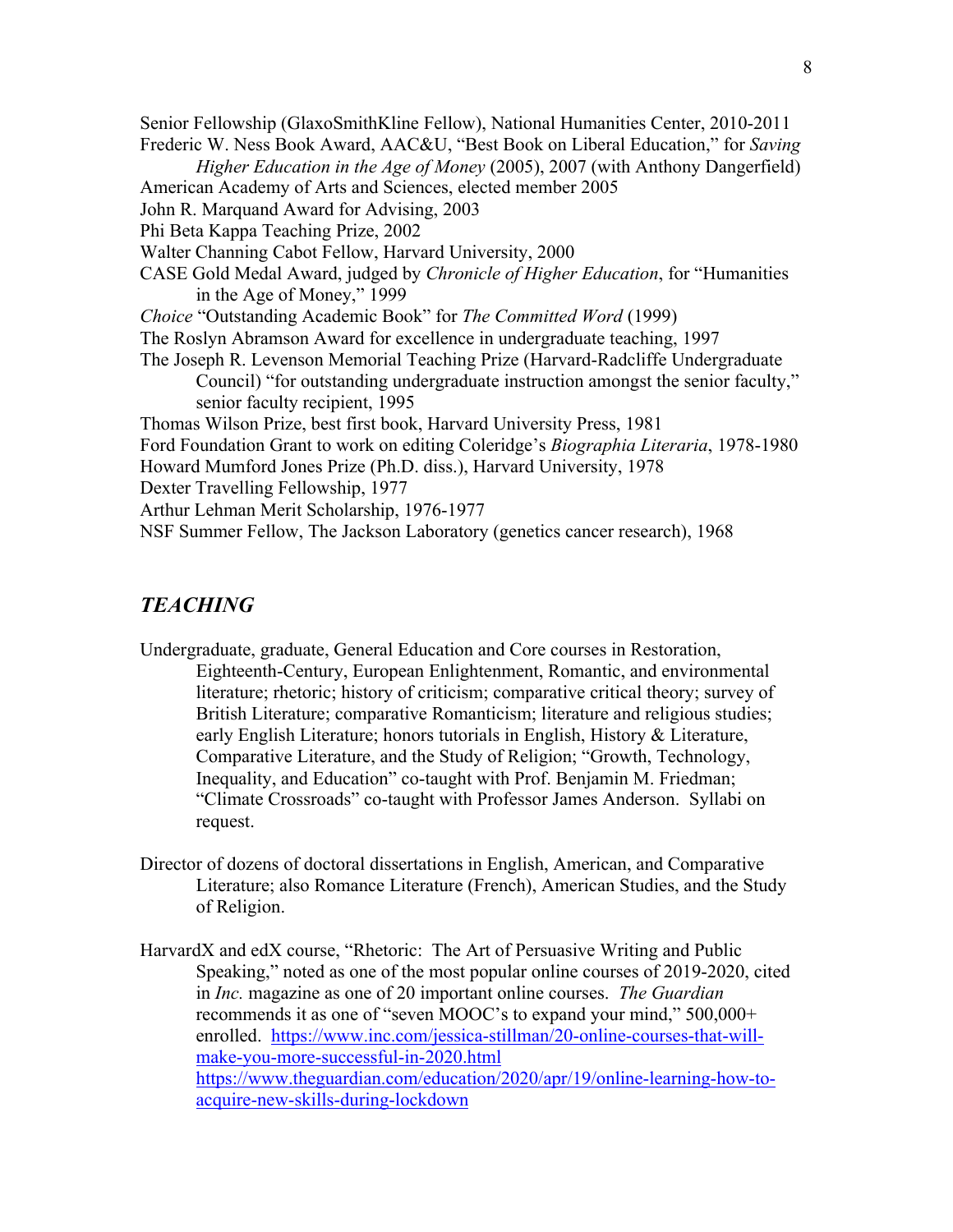Senior Fellowship (GlaxoSmithKline Fellow), National Humanities Center, 2010-2011

Frederic W. Ness Book Award, AAC&U, "Best Book on Liberal Education," for *Saving Higher Education in the Age of Money* (2005), 2007 (with Anthony Dangerfield)

American Academy of Arts and Sciences, elected member 2005

John R. Marquand Award for Advising, 2003

Phi Beta Kappa Teaching Prize, 2002

Walter Channing Cabot Fellow, Harvard University, 2000

CASE Gold Medal Award, judged by *Chronicle of Higher Education*, for "Humanities in the Age of Money," 1999

*Choice* "Outstanding Academic Book" for *The Committed Word* (1999)

The Roslyn Abramson Award for excellence in undergraduate teaching, 1997

The Joseph R. Levenson Memorial Teaching Prize (Harvard-Radcliffe Undergraduate Council) "for outstanding undergraduate instruction amongst the senior faculty," senior faculty recipient, 1995

Thomas Wilson Prize, best first book, Harvard University Press, 1981

Ford Foundation Grant to work on editing Coleridge's *Biographia Literaria*, 1978-1980

Howard Mumford Jones Prize (Ph.D. diss.), Harvard University, 1978

Dexter Travelling Fellowship, 1977

Arthur Lehman Merit Scholarship, 1976-1977

NSF Summer Fellow, The Jackson Laboratory (genetics cancer research), 1968

## *TEACHING*

Undergraduate, graduate, General Education and Core courses in Restoration, Eighteenth-Century, European Enlightenment, Romantic, and environmental literature; rhetoric; history of criticism; comparative critical theory; survey of British Literature; comparative Romanticism; literature and religious studies; early English Literature; honors tutorials in English, History & Literature, Comparative Literature, and the Study of Religion; "Growth, Technology, Inequality, and Education" co-taught with Prof. Benjamin M. Friedman; "Climate Crossroads" co-taught with Professor James Anderson. Syllabi on request.

Director of dozens of doctoral dissertations in English, American, and Comparative Literature; also Romance Literature (French), American Studies, and the Study of Religion.

HarvardX and edX course, "Rhetoric: The Art of Persuasive Writing and Public Speaking," noted as one of the most popular online courses of 2019-2020, cited in *Inc.* magazine as one of 20 important online courses. *The Guardian* recommends it as one of "seven MOOC's to expand your mind," 500,000+ enrolled. https://www.inc.com/jessica-stillman/20-online-courses-that-will-make-you-more-successful-in-2020.html https://www.theguardian.com/education/2020/apr/19/online-learning-how-to-acquire-new-skills-during-lockdown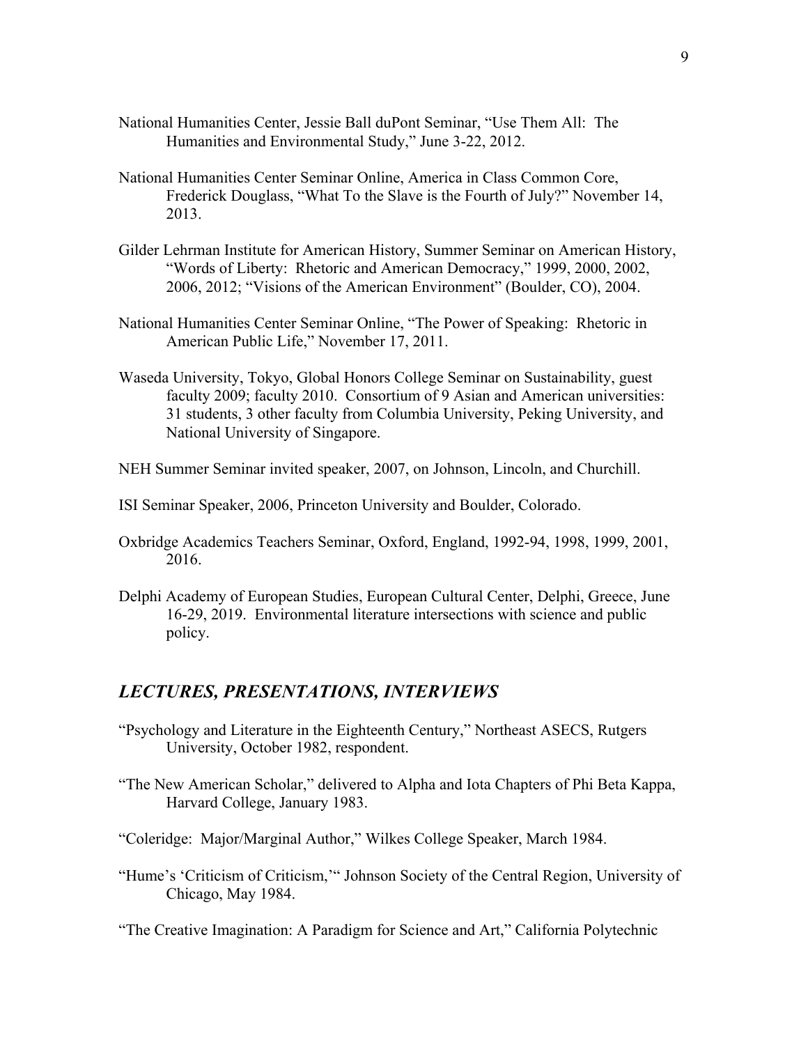National Humanities Center, Jessie Ball duPont Seminar, "Use Them All: The Humanities and Environmental Study," June 3-22, 2012.

National Humanities Center Seminar Online, America in Class Common Core, Frederick Douglass, "What To the Slave is the Fourth of July?" November 14, 2013.

Gilder Lehrman Institute for American History, Summer Seminar on American History, "Words of Liberty: Rhetoric and American Democracy," 1999, 2000, 2002, 2006, 2012; "Visions of the American Environment" (Boulder, CO), 2004.

National Humanities Center Seminar Online, "The Power of Speaking: Rhetoric in American Public Life," November 17, 2011.

Waseda University, Tokyo, Global Honors College Seminar on Sustainability, guest faculty 2009; faculty 2010. Consortium of 9 Asian and American universities: 31 students, 3 other faculty from Columbia University, Peking University, and National University of Singapore.

NEH Summer Seminar invited speaker, 2007, on Johnson, Lincoln, and Churchill.

ISI Seminar Speaker, 2006, Princeton University and Boulder, Colorado.

Oxbridge Academics Teachers Seminar, Oxford, England, 1992-94, 1998, 1999, 2001, 2016.

Delphi Academy of European Studies, European Cultural Center, Delphi, Greece, June 16-29, 2019. Environmental literature intersections with science and public policy.

## *LECTURES, PRESENTATIONS, INTERVIEWS*

"Psychology and Literature in the Eighteenth Century," Northeast ASECS, Rutgers University, October 1982, respondent.

"The New American Scholar," delivered to Alpha and Iota Chapters of Phi Beta Kappa, Harvard College, January 1983.

"Coleridge: Major/Marginal Author," Wilkes College Speaker, March 1984.

"Hume's 'Criticism of Criticism,'" Johnson Society of the Central Region, University of Chicago, May 1984.

"The Creative Imagination: A Paradigm for Science and Art," California Polytechnic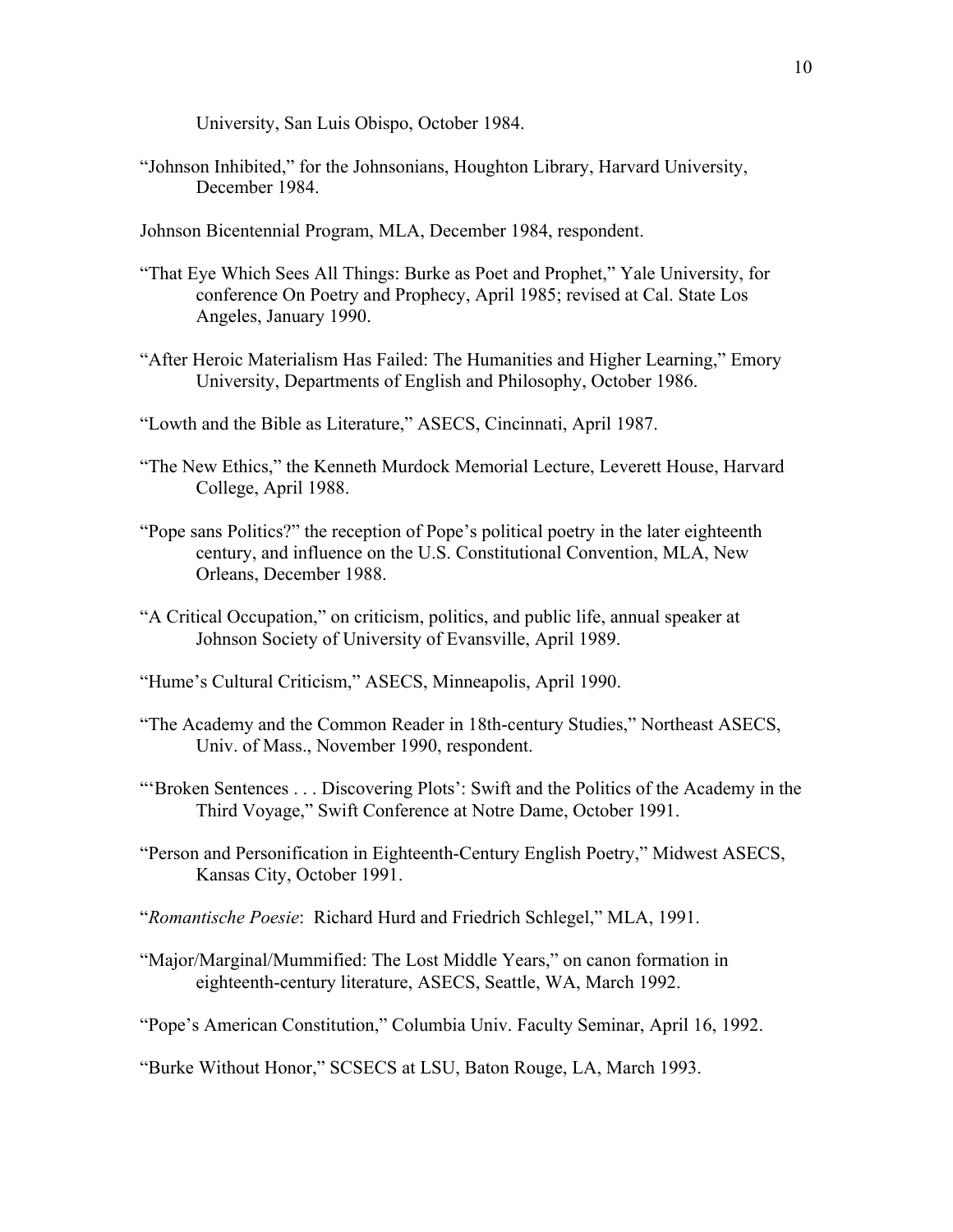University, San Luis Obispo, October 1984.

"Johnson Inhibited," for the Johnsonians, Houghton Library, Harvard University, December 1984.

Johnson Bicentennial Program, MLA, December 1984, respondent.

"That Eye Which Sees All Things: Burke as Poet and Prophet," Yale University, for conference On Poetry and Prophecy, April 1985; revised at Cal. State Los Angeles, January 1990.

"After Heroic Materialism Has Failed: The Humanities and Higher Learning," Emory University, Departments of English and Philosophy, October 1986.

"Lowth and the Bible as Literature," ASECS, Cincinnati, April 1987.

"The New Ethics," the Kenneth Murdock Memorial Lecture, Leverett House, Harvard College, April 1988.

"Pope sans Politics?" the reception of Pope's political poetry in the later eighteenth century, and influence on the U.S. Constitutional Convention, MLA, New Orleans, December 1988.

"A Critical Occupation," on criticism, politics, and public life, annual speaker at Johnson Society of University of Evansville, April 1989.

"Hume's Cultural Criticism," ASECS, Minneapolis, April 1990.

"The Academy and the Common Reader in 18th-century Studies," Northeast ASECS, Univ. of Mass., November 1990, respondent.

"'Broken Sentences . . . Discovering Plots': Swift and the Politics of the Academy in the Third Voyage," Swift Conference at Notre Dame, October 1991.

"Person and Personification in Eighteenth-Century English Poetry," Midwest ASECS, Kansas City, October 1991.

"*Romantische Poesie*: Richard Hurd and Friedrich Schlegel," MLA, 1991.

"Major/Marginal/Mummified: The Lost Middle Years," on canon formation in eighteenth-century literature, ASECS, Seattle, WA, March 1992.

"Pope's American Constitution," Columbia Univ. Faculty Seminar, April 16, 1992.

"Burke Without Honor," SCSECS at LSU, Baton Rouge, LA, March 1993.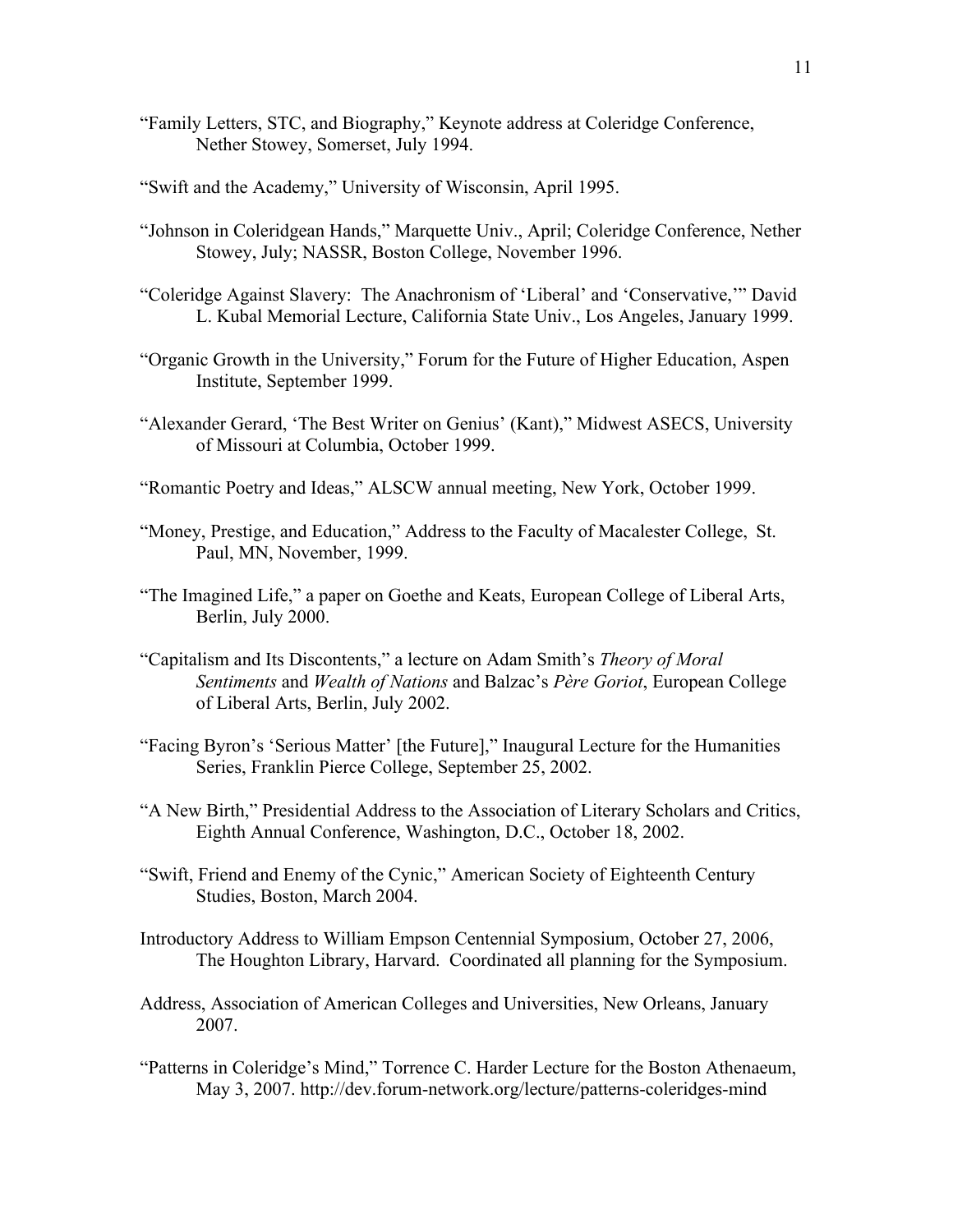"Family Letters, STC, and Biography," Keynote address at Coleridge Conference, Nether Stowey, Somerset, July 1994.

"Swift and the Academy," University of Wisconsin, April 1995.

"Johnson in Coleridgean Hands," Marquette Univ., April; Coleridge Conference, Nether Stowey, July; NASSR, Boston College, November 1996.

"Coleridge Against Slavery: The Anachronism of 'Liberal' and 'Conservative,'" David L. Kubal Memorial Lecture, California State Univ., Los Angeles, January 1999.

"Organic Growth in the University," Forum for the Future of Higher Education, Aspen Institute, September 1999.

"Alexander Gerard, 'The Best Writer on Genius' (Kant)," Midwest ASECS, University of Missouri at Columbia, October 1999.

"Romantic Poetry and Ideas," ALSCW annual meeting, New York, October 1999.

"Money, Prestige, and Education," Address to the Faculty of Macalester College, St. Paul, MN, November, 1999.

"The Imagined Life," a paper on Goethe and Keats, European College of Liberal Arts, Berlin, July 2000.

"Capitalism and Its Discontents," a lecture on Adam Smith's *Theory of Moral Sentiments* and *Wealth of Nations* and Balzac's *Père Goriot*, European College of Liberal Arts, Berlin, July 2002.

"Facing Byron's 'Serious Matter' [the Future]," Inaugural Lecture for the Humanities Series, Franklin Pierce College, September 25, 2002.

"A New Birth," Presidential Address to the Association of Literary Scholars and Critics, Eighth Annual Conference, Washington, D.C., October 18, 2002.

"Swift, Friend and Enemy of the Cynic," American Society of Eighteenth Century Studies, Boston, March 2004.

Introductory Address to William Empson Centennial Symposium, October 27, 2006, The Houghton Library, Harvard. Coordinated all planning for the Symposium.

Address, Association of American Colleges and Universities, New Orleans, January 2007.

"Patterns in Coleridge's Mind," Torrence C. Harder Lecture for the Boston Athenaeum, May 3, 2007. http://dev.forum-network.org/lecture/patterns-coleridges-mind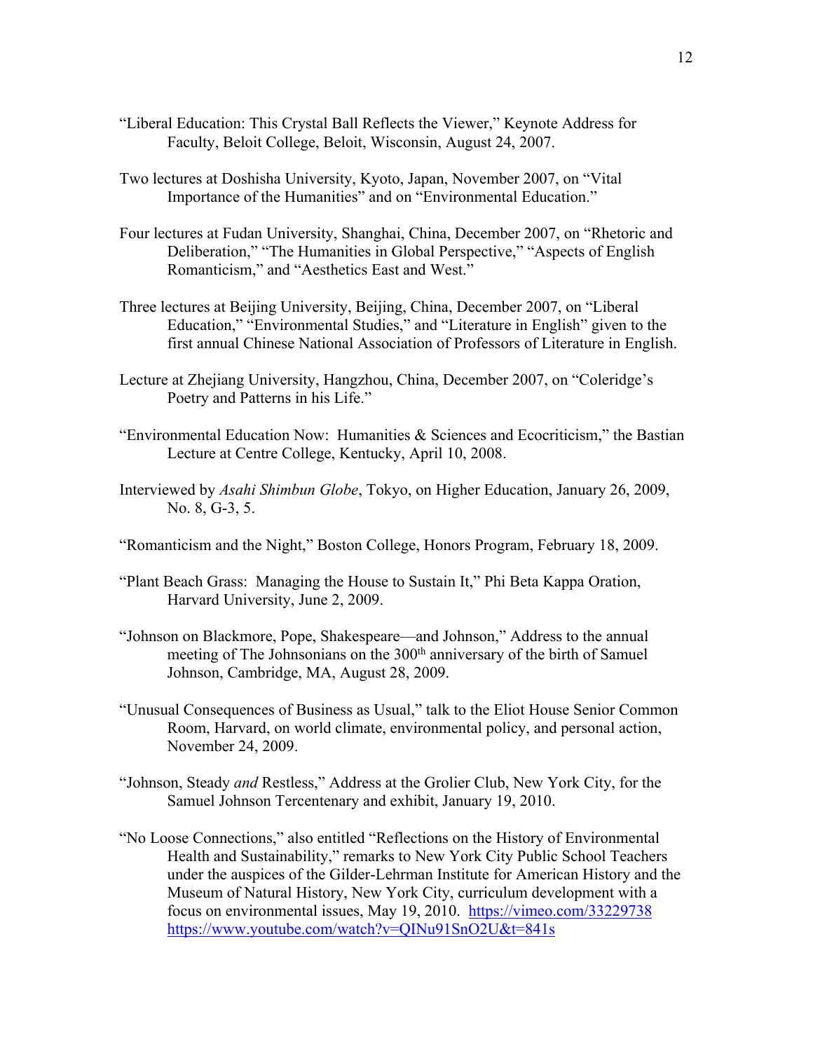"Liberal Education: This Crystal Ball Reflects the Viewer," Keynote Address for Faculty, Beloit College, Beloit, Wisconsin, August 24, 2007.

Two lectures at Doshisha University, Kyoto, Japan, November 2007, on "Vital Importance of the Humanities" and on "Environmental Education."

Four lectures at Fudan University, Shanghai, China, December 2007, on "Rhetoric and Deliberation," "The Humanities in Global Perspective," "Aspects of English Romanticism," and "Aesthetics East and West."

Three lectures at Beijing University, Beijing, China, December 2007, on "Liberal Education," "Environmental Studies," and "Literature in English" given to the first annual Chinese National Association of Professors of Literature in English.

Lecture at Zhejiang University, Hangzhou, China, December 2007, on "Coleridge's Poetry and Patterns in his Life."

"Environmental Education Now: Humanities & Sciences and Ecocriticism," the Bastian Lecture at Centre College, Kentucky, April 10, 2008.

Interviewed by *Asahi Shimbun Globe*, Tokyo, on Higher Education, January 26, 2009, No. 8, G-3, 5.

"Romanticism and the Night," Boston College, Honors Program, February 18, 2009.

"Plant Beach Grass: Managing the House to Sustain It," Phi Beta Kappa Oration, Harvard University, June 2, 2009.

"Johnson on Blackmore, Pope, Shakespeare—and Johnson," Address to the annual meeting of The Johnsonians on the 300th anniversary of the birth of Samuel Johnson, Cambridge, MA, August 28, 2009.

"Unusual Consequences of Business as Usual," talk to the Eliot House Senior Common Room, Harvard, on world climate, environmental policy, and personal action, November 24, 2009.

"Johnson, Steady *and* Restless," Address at the Grolier Club, New York City, for the Samuel Johnson Tercentenary and exhibit, January 19, 2010.

"No Loose Connections," also entitled "Reflections on the History of Environmental Health and Sustainability," remarks to New York City Public School Teachers under the auspices of the Gilder-Lehrman Institute for American History and the Museum of Natural History, New York City, curriculum development with a focus on environmental issues, May 19, 2010. https://vimeo.com/33229738 https://www.youtube.com/watch?v=QINu91SnO2U&t=841s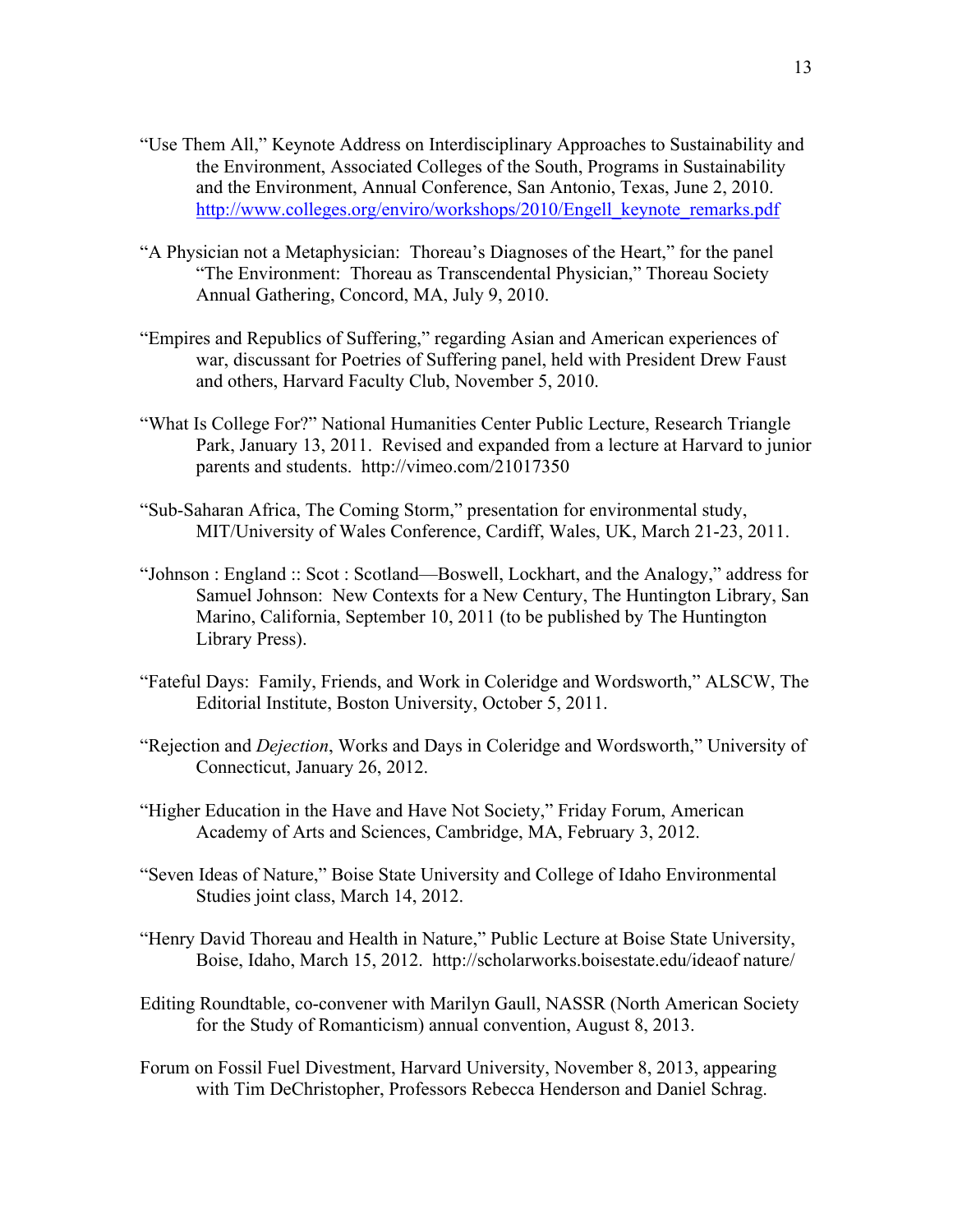"Use Them All," Keynote Address on Interdisciplinary Approaches to Sustainability and the Environment, Associated Colleges of the South, Programs in Sustainability and the Environment, Annual Conference, San Antonio, Texas, June 2, 2010. http://www.colleges.org/enviro/workshops/2010/Engell_keynote_remarks.pdf

"A Physician not a Metaphysician: Thoreau's Diagnoses of the Heart," for the panel "The Environment: Thoreau as Transcendental Physician," Thoreau Society Annual Gathering, Concord, MA, July 9, 2010.

"Empires and Republics of Suffering," regarding Asian and American experiences of war, discussant for Poetries of Suffering panel, held with President Drew Faust and others, Harvard Faculty Club, November 5, 2010.

"What Is College For?" National Humanities Center Public Lecture, Research Triangle Park, January 13, 2011. Revised and expanded from a lecture at Harvard to junior parents and students. http://vimeo.com/21017350

"Sub-Saharan Africa, The Coming Storm," presentation for environmental study, MIT/University of Wales Conference, Cardiff, Wales, UK, March 21-23, 2011.

"Johnson : England :: Scot : Scotland—Boswell, Lockhart, and the Analogy," address for Samuel Johnson: New Contexts for a New Century, The Huntington Library, San Marino, California, September 10, 2011 (to be published by The Huntington Library Press).

"Fateful Days: Family, Friends, and Work in Coleridge and Wordsworth," ALSCW, The Editorial Institute, Boston University, October 5, 2011.

"Rejection and *Dejection*, Works and Days in Coleridge and Wordsworth," University of Connecticut, January 26, 2012.

"Higher Education in the Have and Have Not Society," Friday Forum, American Academy of Arts and Sciences, Cambridge, MA, February 3, 2012.

"Seven Ideas of Nature," Boise State University and College of Idaho Environmental Studies joint class, March 14, 2012.

"Henry David Thoreau and Health in Nature," Public Lecture at Boise State University, Boise, Idaho, March 15, 2012. http://scholarworks.boisestate.edu/ideaof nature/

Editing Roundtable, co-convener with Marilyn Gaull, NASSR (North American Society for the Study of Romanticism) annual convention, August 8, 2013.

Forum on Fossil Fuel Divestment, Harvard University, November 8, 2013, appearing with Tim DeChristopher, Professors Rebecca Henderson and Daniel Schrag.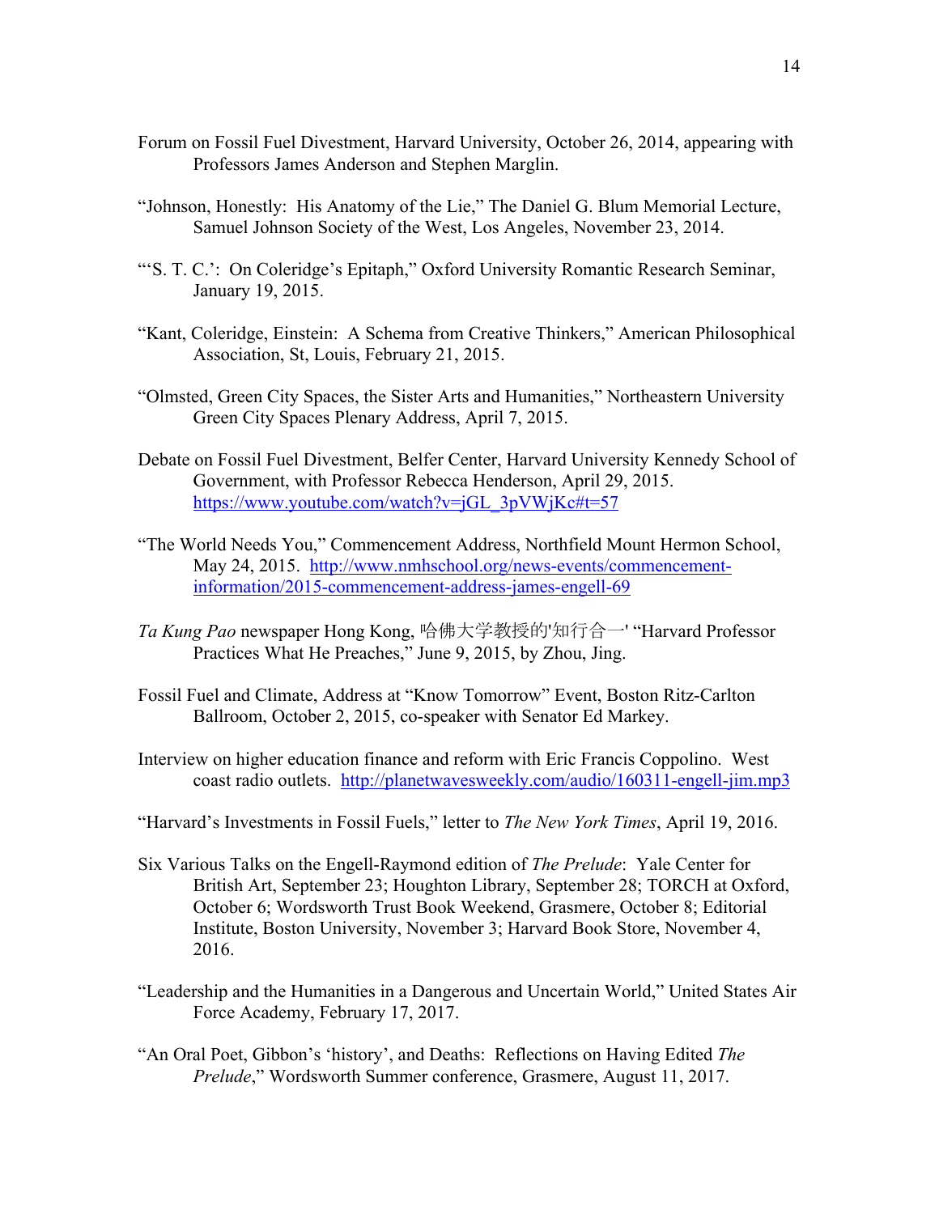Forum on Fossil Fuel Divestment, Harvard University, October 26, 2014, appearing with Professors James Anderson and Stephen Marglin.

"Johnson, Honestly: His Anatomy of the Lie," The Daniel G. Blum Memorial Lecture, Samuel Johnson Society of the West, Los Angeles, November 23, 2014.

"'S. T. C.': On Coleridge's Epitaph," Oxford University Romantic Research Seminar, January 19, 2015.

"Kant, Coleridge, Einstein: A Schema from Creative Thinkers," American Philosophical Association, St, Louis, February 21, 2015.

"Olmsted, Green City Spaces, the Sister Arts and Humanities," Northeastern University Green City Spaces Plenary Address, April 7, 2015.

Debate on Fossil Fuel Divestment, Belfer Center, Harvard University Kennedy School of Government, with Professor Rebecca Henderson, April 29, 2015. https://www.youtube.com/watch?v=jGL_3pVWjKc#t=57

"The World Needs You," Commencement Address, Northfield Mount Hermon School, May 24, 2015. http://www.nmhschool.org/news-events/commencement-information/2015-commencement-address-james-engell-69

*Ta Kung Pao* newspaper Hong Kong, 哈佛大学教授的'知行合一' "Harvard Professor Practices What He Preaches," June 9, 2015, by Zhou, Jing.

Fossil Fuel and Climate, Address at "Know Tomorrow" Event, Boston Ritz-Carlton Ballroom, October 2, 2015, co-speaker with Senator Ed Markey.

Interview on higher education finance and reform with Eric Francis Coppolino. West coast radio outlets. http://planetwavesweekly.com/audio/160311-engell-jim.mp3

"Harvard's Investments in Fossil Fuels," letter to *The New York Times*, April 19, 2016.

Six Various Talks on the Engell-Raymond edition of *The Prelude*: Yale Center for British Art, September 23; Houghton Library, September 28; TORCH at Oxford, October 6; Wordsworth Trust Book Weekend, Grasmere, October 8; Editorial Institute, Boston University, November 3; Harvard Book Store, November 4, 2016.

"Leadership and the Humanities in a Dangerous and Uncertain World," United States Air Force Academy, February 17, 2017.

"An Oral Poet, Gibbon's 'history', and Deaths: Reflections on Having Edited *The Prelude*," Wordsworth Summer conference, Grasmere, August 11, 2017.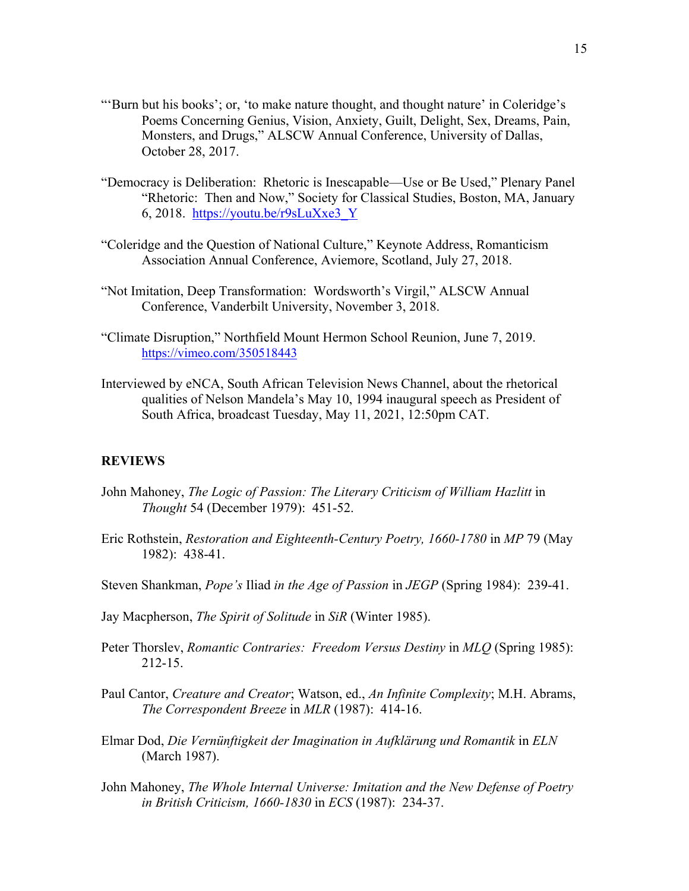"'Burn but his books'; or, 'to make nature thought, and thought nature' in Coleridge's Poems Concerning Genius, Vision, Anxiety, Guilt, Delight, Sex, Dreams, Pain, Monsters, and Drugs," ALSCW Annual Conference, University of Dallas, October 28, 2017.

"Democracy is Deliberation: Rhetoric is Inescapable—Use or Be Used," Plenary Panel "Rhetoric: Then and Now," Society for Classical Studies, Boston, MA, January 6, 2018. https://youtu.be/r9sLuXxe3_Y

"Coleridge and the Question of National Culture," Keynote Address, Romanticism Association Annual Conference, Aviemore, Scotland, July 27, 2018.

"Not Imitation, Deep Transformation: Wordsworth's Virgil," ALSCW Annual Conference, Vanderbilt University, November 3, 2018.

"Climate Disruption," Northfield Mount Hermon School Reunion, June 7, 2019. https://vimeo.com/350518443

Interviewed by eNCA, South African Television News Channel, about the rhetorical qualities of Nelson Mandela's May 10, 1994 inaugural speech as President of South Africa, broadcast Tuesday, May 11, 2021, 12:50pm CAT.

**REVIEWS**

John Mahoney, *The Logic of Passion: The Literary Criticism of William Hazlitt* in *Thought* 54 (December 1979): 451-52.

Eric Rothstein, *Restoration and Eighteenth-Century Poetry, 1660-1780* in *MP* 79 (May 1982): 438-41.

Steven Shankman, *Pope's* Iliad *in the Age of Passion* in *JEGP* (Spring 1984): 239-41.

Jay Macpherson, *The Spirit of Solitude* in *SiR* (Winter 1985).

Peter Thorslev, *Romantic Contraries: Freedom Versus Destiny* in *MLQ* (Spring 1985): 212-15.

Paul Cantor, *Creature and Creator*; Watson, ed., *An Infinite Complexity*; M.H. Abrams, *The Correspondent Breeze* in *MLR* (1987): 414-16.

Elmar Dod, *Die Vernünftigkeit der Imagination in Aufklärung und Romantik* in *ELN* (March 1987).

John Mahoney, *The Whole Internal Universe: Imitation and the New Defense of Poetry in British Criticism, 1660-1830* in *ECS* (1987): 234-37.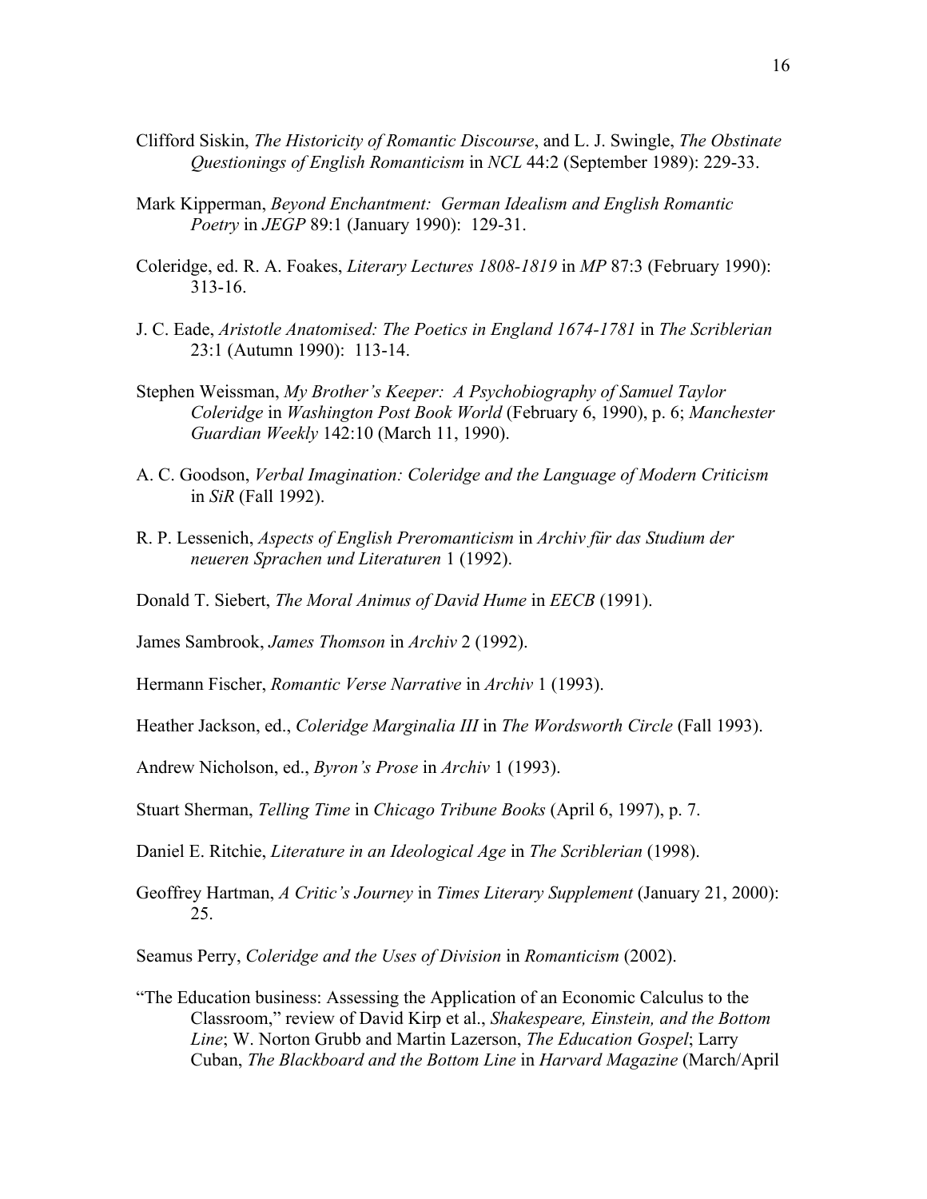Clifford Siskin, *The Historicity of Romantic Discourse*, and L. J. Swingle, *The Obstinate Questionings of English Romanticism* in *NCL* 44:2 (September 1989): 229-33.

Mark Kipperman, *Beyond Enchantment: German Idealism and English Romantic Poetry* in *JEGP* 89:1 (January 1990): 129-31.

Coleridge, ed. R. A. Foakes, *Literary Lectures 1808-1819* in *MP* 87:3 (February 1990): 313-16.

J. C. Eade, *Aristotle Anatomised: The Poetics in England 1674-1781* in *The Scriblerian* 23:1 (Autumn 1990): 113-14.

Stephen Weissman, *My Brother's Keeper: A Psychobiography of Samuel Taylor Coleridge* in *Washington Post Book World* (February 6, 1990), p. 6; *Manchester Guardian Weekly* 142:10 (March 11, 1990).

A. C. Goodson, *Verbal Imagination: Coleridge and the Language of Modern Criticism* in *SiR* (Fall 1992).

R. P. Lessenich, *Aspects of English Preromanticism* in *Archiv für das Studium der neueren Sprachen und Literaturen* 1 (1992).

Donald T. Siebert, *The Moral Animus of David Hume* in *EECB* (1991).

James Sambrook, *James Thomson* in *Archiv* 2 (1992).

Hermann Fischer, *Romantic Verse Narrative* in *Archiv* 1 (1993).

Heather Jackson, ed., *Coleridge Marginalia III* in *The Wordsworth Circle* (Fall 1993).

Andrew Nicholson, ed., *Byron's Prose* in *Archiv* 1 (1993).

Stuart Sherman, *Telling Time* in *Chicago Tribune Books* (April 6, 1997), p. 7.

Daniel E. Ritchie, *Literature in an Ideological Age* in *The Scriblerian* (1998).

Geoffrey Hartman, *A Critic's Journey* in *Times Literary Supplement* (January 21, 2000): 25.

Seamus Perry, *Coleridge and the Uses of Division* in *Romanticism* (2002).

"The Education business: Assessing the Application of an Economic Calculus to the Classroom," review of David Kirp et al., *Shakespeare, Einstein, and the Bottom Line*; W. Norton Grubb and Martin Lazerson, *The Education Gospel*; Larry Cuban, *The Blackboard and the Bottom Line* in *Harvard Magazine* (March/April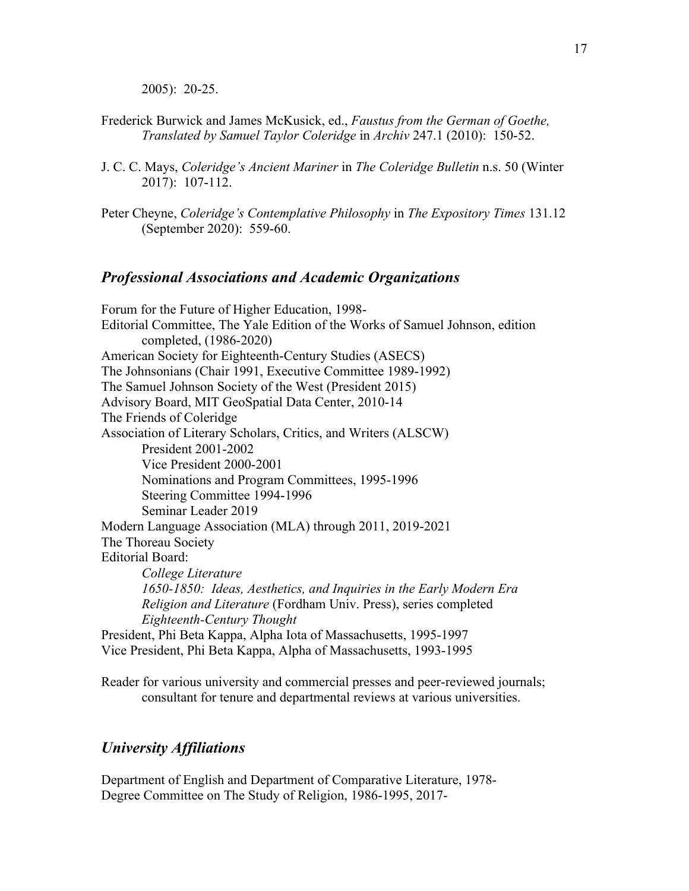2005): 20-25.

Frederick Burwick and James McKusick, ed., *Faustus from the German of Goethe, Translated by Samuel Taylor Coleridge* in *Archiv* 247.1 (2010): 150-52.

J. C. C. Mays, *Coleridge's Ancient Mariner* in *The Coleridge Bulletin* n.s. 50 (Winter 2017): 107-112.

Peter Cheyne, *Coleridge's Contemplative Philosophy* in *The Expository Times* 131.12 (September 2020): 559-60.

## *Professional Associations and Academic Organizations*

Forum for the Future of Higher Education, 1998-
Editorial Committee, The Yale Edition of the Works of Samuel Johnson, edition completed, (1986-2020)
American Society for Eighteenth-Century Studies (ASECS)
The Johnsonians (Chair 1991, Executive Committee 1989-1992)
The Samuel Johnson Society of the West (President 2015)
Advisory Board, MIT GeoSpatial Data Center, 2010-14
The Friends of Coleridge
Association of Literary Scholars, Critics, and Writers (ALSCW)
- President 2001-2002
- Vice President 2000-2001
- Nominations and Program Committees, 1995-1996
- Steering Committee 1994-1996
- Seminar Leader 2019

Modern Language Association (MLA) through 2011, 2019-2021
The Thoreau Society
Editorial Board:
- *College Literature*
- *1650-1850: Ideas, Aesthetics, and Inquiries in the Early Modern Era*
- *Religion and Literature* (Fordham Univ. Press), series completed
- *Eighteenth-Century Thought*

President, Phi Beta Kappa, Alpha Iota of Massachusetts, 1995-1997
Vice President, Phi Beta Kappa, Alpha of Massachusetts, 1993-1995

Reader for various university and commercial presses and peer-reviewed journals; consultant for tenure and departmental reviews at various universities.

## *University Affiliations*

Department of English and Department of Comparative Literature, 1978-
Degree Committee on The Study of Religion, 1986-1995, 2017-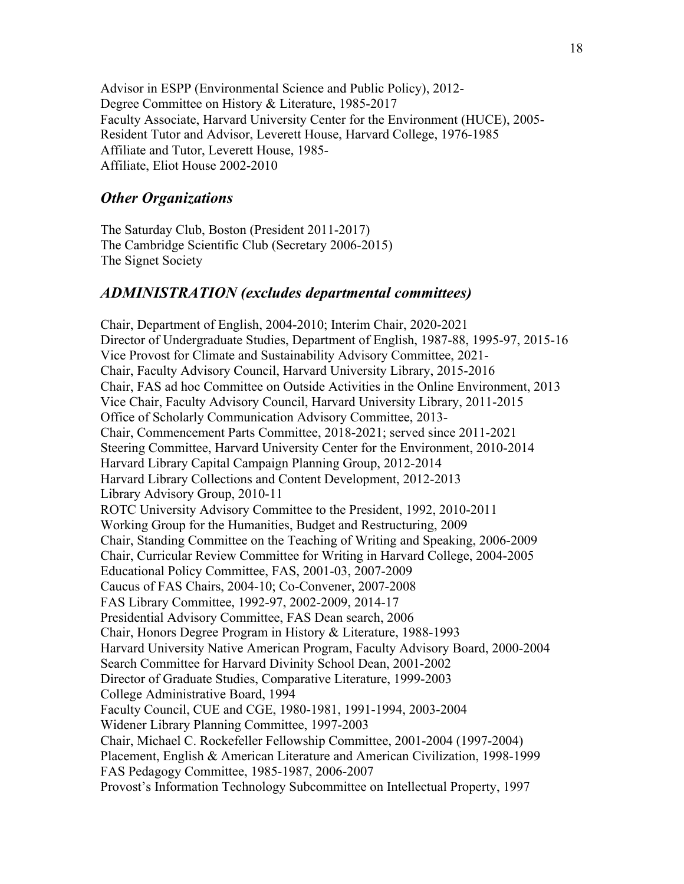Advisor in ESPP (Environmental Science and Public Policy), 2012-
Degree Committee on History & Literature, 1985-2017
Faculty Associate, Harvard University Center for the Environment (HUCE), 2005-
Resident Tutor and Advisor, Leverett House, Harvard College, 1976-1985
Affiliate and Tutor, Leverett House, 1985-
Affiliate, Eliot House 2002-2010

## *Other Organizations*

The Saturday Club, Boston (President 2011-2017)
The Cambridge Scientific Club (Secretary 2006-2015)
The Signet Society

## *ADMINISTRATION (excludes departmental committees)*

Chair, Department of English, 2004-2010; Interim Chair, 2020-2021
Director of Undergraduate Studies, Department of English, 1987-88, 1995-97, 2015-16
Vice Provost for Climate and Sustainability Advisory Committee, 2021-
Chair, Faculty Advisory Council, Harvard University Library, 2015-2016
Chair, FAS ad hoc Committee on Outside Activities in the Online Environment, 2013
Vice Chair, Faculty Advisory Council, Harvard University Library, 2011-2015
Office of Scholarly Communication Advisory Committee, 2013-
Chair, Commencement Parts Committee, 2018-2021; served since 2011-2021
Steering Committee, Harvard University Center for the Environment, 2010-2014
Harvard Library Capital Campaign Planning Group, 2012-2014
Harvard Library Collections and Content Development, 2012-2013
Library Advisory Group, 2010-11
ROTC University Advisory Committee to the President, 1992, 2010-2011
Working Group for the Humanities, Budget and Restructuring, 2009
Chair, Standing Committee on the Teaching of Writing and Speaking, 2006-2009
Chair, Curricular Review Committee for Writing in Harvard College, 2004-2005
Educational Policy Committee, FAS, 2001-03, 2007-2009
Caucus of FAS Chairs, 2004-10; Co-Convener, 2007-2008
FAS Library Committee, 1992-97, 2002-2009, 2014-17
Presidential Advisory Committee, FAS Dean search, 2006
Chair, Honors Degree Program in History & Literature, 1988-1993
Harvard University Native American Program, Faculty Advisory Board, 2000-2004
Search Committee for Harvard Divinity School Dean, 2001-2002
Director of Graduate Studies, Comparative Literature, 1999-2003
College Administrative Board, 1994
Faculty Council, CUE and CGE, 1980-1981, 1991-1994, 2003-2004
Widener Library Planning Committee, 1997-2003
Chair, Michael C. Rockefeller Fellowship Committee, 2001-2004 (1997-2004)
Placement, English & American Literature and American Civilization, 1998-1999
FAS Pedagogy Committee, 1985-1987, 2006-2007
Provost's Information Technology Subcommittee on Intellectual Property, 1997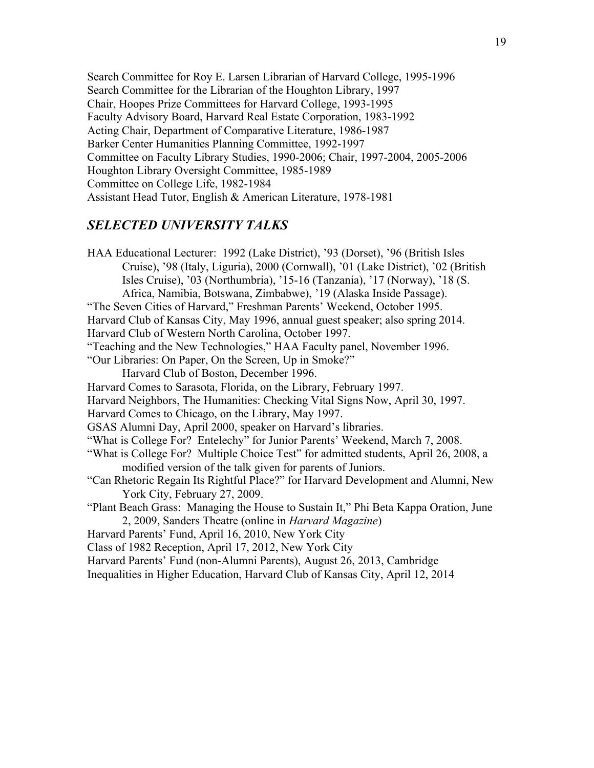Search Committee for Roy E. Larsen Librarian of Harvard College, 1995-1996
Search Committee for the Librarian of the Houghton Library, 1997
Chair, Hoopes Prize Committees for Harvard College, 1993-1995
Faculty Advisory Board, Harvard Real Estate Corporation, 1983-1992
Acting Chair, Department of Comparative Literature, 1986-1987
Barker Center Humanities Planning Committee, 1992-1997
Committee on Faculty Library Studies, 1990-2006; Chair, 1997-2004, 2005-2006
Houghton Library Oversight Committee, 1985-1989
Committee on College Life, 1982-1984
Assistant Head Tutor, English & American Literature, 1978-1981

## *SELECTED UNIVERSITY TALKS*

HAA Educational Lecturer: 1992 (Lake District), '93 (Dorset), '96 (British Isles Cruise), '98 (Italy, Liguria), 2000 (Cornwall), '01 (Lake District), '02 (British Isles Cruise), '03 (Northumbria), '15-16 (Tanzania), '17 (Norway), '18 (S. Africa, Namibia, Botswana, Zimbabwe), '19 (Alaska Inside Passage).
"The Seven Cities of Harvard," Freshman Parents' Weekend, October 1995.
Harvard Club of Kansas City, May 1996, annual guest speaker; also spring 2014.
Harvard Club of Western North Carolina, October 1997.
"Teaching and the New Technologies," HAA Faculty panel, November 1996.
"Our Libraries: On Paper, On the Screen, Up in Smoke?" Harvard Club of Boston, December 1996.
Harvard Comes to Sarasota, Florida, on the Library, February 1997.
Harvard Neighbors, The Humanities: Checking Vital Signs Now, April 30, 1997.
Harvard Comes to Chicago, on the Library, May 1997.
GSAS Alumni Day, April 2000, speaker on Harvard's libraries.
"What is College For? Entelechy" for Junior Parents' Weekend, March 7, 2008.
"What is College For? Multiple Choice Test" for admitted students, April 26, 2008, a modified version of the talk given for parents of Juniors.
"Can Rhetoric Regain Its Rightful Place?" for Harvard Development and Alumni, New York City, February 27, 2009.
"Plant Beach Grass: Managing the House to Sustain It," Phi Beta Kappa Oration, June 2, 2009, Sanders Theatre (online in *Harvard Magazine*)
Harvard Parents' Fund, April 16, 2010, New York City
Class of 1982 Reception, April 17, 2012, New York City
Harvard Parents' Fund (non-Alumni Parents), August 26, 2013, Cambridge
Inequalities in Higher Education, Harvard Club of Kansas City, April 12, 2014